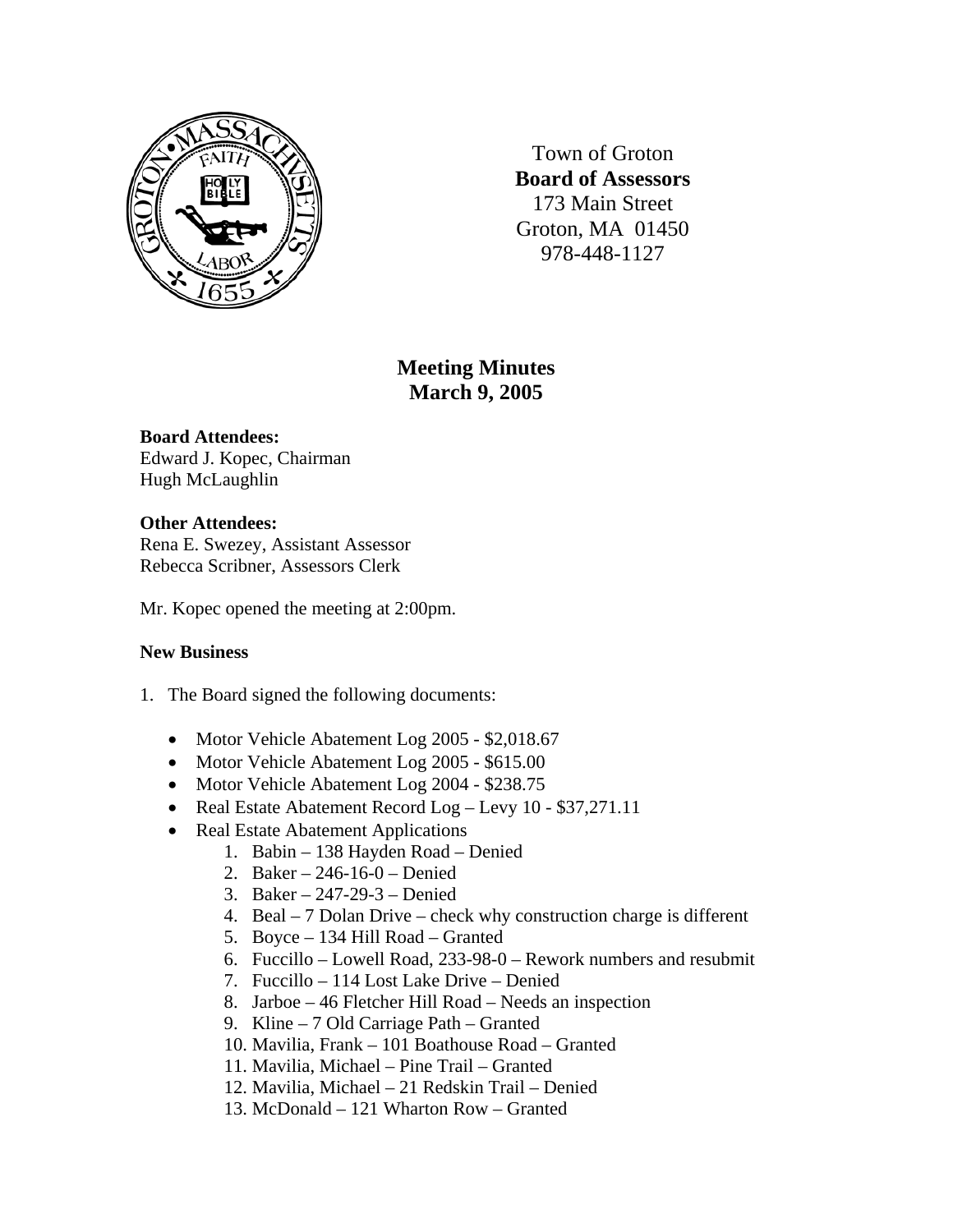Town of Groton
**Board of Assessors**
173 Main Street
Groton, MA 01450
978-448-1127

# Meeting Minutes
## March 9, 2005

**Board Attendees:**
Edward J. Kopec, Chairman
Hugh McLaughlin

**Other Attendees:**
Rena E. Swezey, Assistant Assessor
Rebecca Scribner, Assessors Clerk

Mr. Kopec opened the meeting at 2:00pm.

**New Business**

1. The Board signed the following documents:

   - Motor Vehicle Abatement Log 2005 - $2,018.67
   - Motor Vehicle Abatement Log 2005 - $615.00
   - Motor Vehicle Abatement Log 2004 - $238.75
   - Real Estate Abatement Record Log – Levy 10 - $37,271.11
   - Real Estate Abatement Applications
     1. Babin – 138 Hayden Road – Denied
     2. Baker – 246-16-0 – Denied
     3. Baker – 247-29-3 – Denied
     4. Beal – 7 Dolan Drive – check why construction charge is different
     5. Boyce – 134 Hill Road – Granted
     6. Fuccillo – Lowell Road, 233-98-0 – Rework numbers and resubmit
     7. Fuccillo – 114 Lost Lake Drive – Denied
     8. Jarboe – 46 Fletcher Hill Road – Needs an inspection
     9. Kline – 7 Old Carriage Path – Granted
     10. Mavilia, Frank – 101 Boathouse Road – Granted
     11. Mavilia, Michael – Pine Trail – Granted
     12. Mavilia, Michael – 21 Redskin Trail – Denied
     13. McDonald – 121 Wharton Row – Granted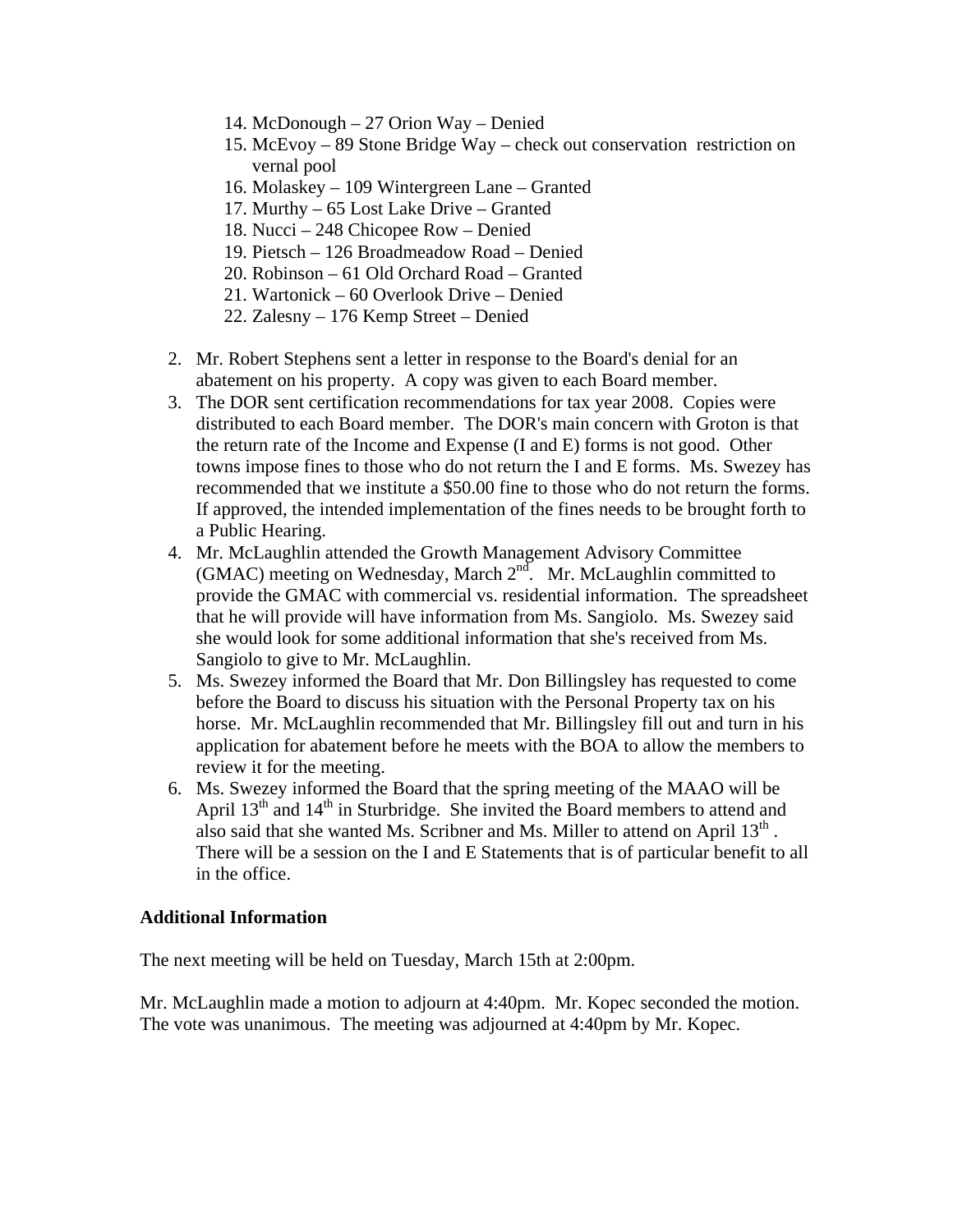14. McDonough – 27 Orion Way – Denied
15. McEvoy – 89 Stone Bridge Way – check out conservation restriction on vernal pool
16. Molaskey – 109 Wintergreen Lane – Granted
17. Murthy – 65 Lost Lake Drive – Granted
18. Nucci – 248 Chicopee Row – Denied
19. Pietsch – 126 Broadmeadow Road – Denied
20. Robinson – 61 Old Orchard Road – Granted
21. Wartonick – 60 Overlook Drive – Denied
22. Zalesny – 176 Kemp Street – Denied

2. Mr. Robert Stephens sent a letter in response to the Board's denial for an abatement on his property. A copy was given to each Board member.
3. The DOR sent certification recommendations for tax year 2008. Copies were distributed to each Board member. The DOR's main concern with Groton is that the return rate of the Income and Expense (I and E) forms is not good. Other towns impose fines to those who do not return the I and E forms. Ms. Swezey has recommended that we institute a $50.00 fine to those who do not return the forms. If approved, the intended implementation of the fines needs to be brought forth to a Public Hearing.
4. Mr. McLaughlin attended the Growth Management Advisory Committee (GMAC) meeting on Wednesday, March 2nd. Mr. McLaughlin committed to provide the GMAC with commercial vs. residential information. The spreadsheet that he will provide will have information from Ms. Sangiolo. Ms. Swezey said she would look for some additional information that she's received from Ms. Sangiolo to give to Mr. McLaughlin.
5. Ms. Swezey informed the Board that Mr. Don Billingsley has requested to come before the Board to discuss his situation with the Personal Property tax on his horse. Mr. McLaughlin recommended that Mr. Billingsley fill out and turn in his application for abatement before he meets with the BOA to allow the members to review it for the meeting.
6. Ms. Swezey informed the Board that the spring meeting of the MAAO will be April 13th and 14th in Sturbridge. She invited the Board members to attend and also said that she wanted Ms. Scribner and Ms. Miller to attend on April 13th. There will be a session on the I and E Statements that is of particular benefit to all in the office.

**Additional Information**

The next meeting will be held on Tuesday, March 15th at 2:00pm.

Mr. McLaughlin made a motion to adjourn at 4:40pm. Mr. Kopec seconded the motion. The vote was unanimous. The meeting was adjourned at 4:40pm by Mr. Kopec.